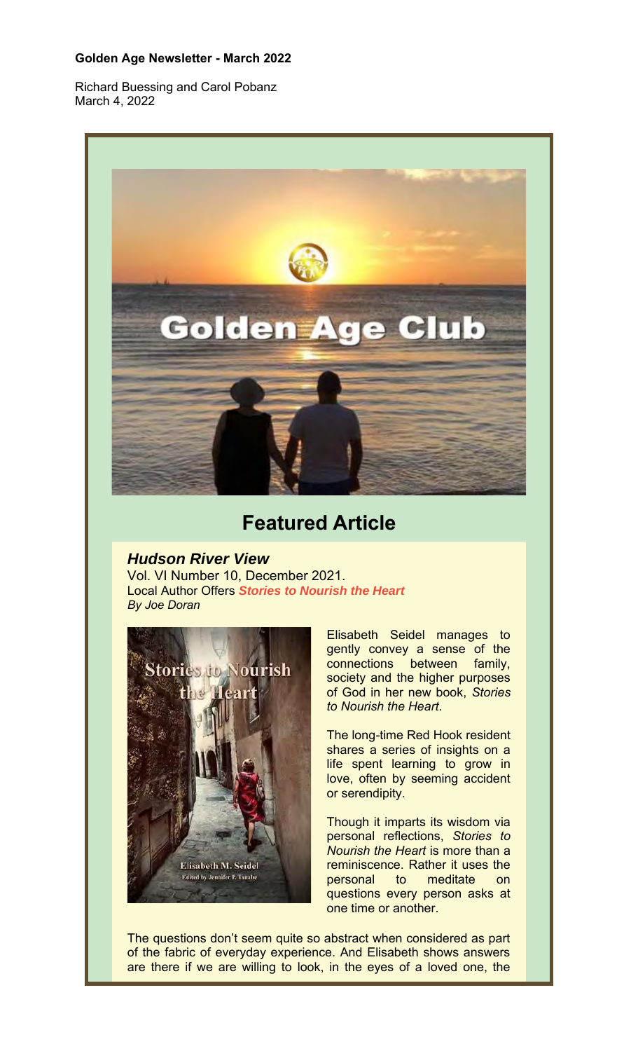**Golden Age Newsletter - March 2022**

Richard Buessing and Carol Pobanz
March 4, 2022

## Featured Article

***Hudson River View***
Vol. VI Number 10, December 2021.
Local Author Offers ***Stories to Nourish the Heart***
*By Joe Doran*

Elisabeth Seidel manages to gently convey a sense of the connections between family, society and the higher purposes of God in her new book, *Stories to Nourish the Heart*.

The long-time Red Hook resident shares a series of insights on a life spent learning to grow in love, often by seeming accident or serendipity.

Though it imparts its wisdom via personal reflections, *Stories to Nourish the Heart* is more than a reminiscence. Rather it uses the personal to meditate on questions every person asks at one time or another.

The questions don't seem quite so abstract when considered as part of the fabric of everyday experience. And Elisabeth shows answers are there if we are willing to look, in the eyes of a loved one, the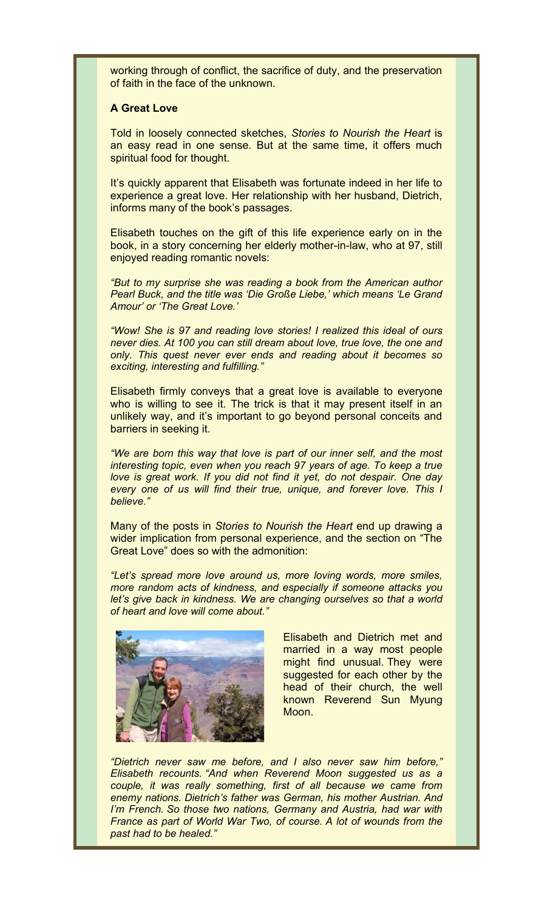working through of conflict, the sacrifice of duty, and the preservation of faith in the face of the unknown.

**A Great Love**

Told in loosely connected sketches, *Stories to Nourish the Heart* is an easy read in one sense. But at the same time, it offers much spiritual food for thought.

It's quickly apparent that Elisabeth was fortunate indeed in her life to experience a great love. Her relationship with her husband, Dietrich, informs many of the book's passages.

Elisabeth touches on the gift of this life experience early on in the book, in a story concerning her elderly mother-in-law, who at 97, still enjoyed reading romantic novels:

*"But to my surprise she was reading a book from the American author Pearl Buck, and the title was 'Die Große Liebe,' which means 'Le Grand Amour' or 'The Great Love.'*

*"Wow! She is 97 and reading love stories! I realized this ideal of ours never dies. At 100 you can still dream about love, true love, the one and only. This quest never ever ends and reading about it becomes so exciting, interesting and fulfilling."*

Elisabeth firmly conveys that a great love is available to everyone who is willing to see it. The trick is that it may present itself in an unlikely way, and it's important to go beyond personal conceits and barriers in seeking it.

*"We are born this way that love is part of our inner self, and the most interesting topic, even when you reach 97 years of age. To keep a true love is great work. If you did not find it yet, do not despair. One day every one of us will find their true, unique, and forever love. This I believe."*

Many of the posts in *Stories to Nourish the Heart* end up drawing a wider implication from personal experience, and the section on "The Great Love" does so with the admonition:

*"Let's spread more love around us, more loving words, more smiles, more random acts of kindness, and especially if someone attacks you let's give back in kindness. We are changing ourselves so that a world of heart and love will come about."*

Elisabeth and Dietrich met and married in a way most people might find unusual. They were suggested for each other by the head of their church, the well known Reverend Sun Myung Moon.

*"Dietrich never saw me before, and I also never saw him before," Elisabeth recounts. "And when Reverend Moon suggested us as a couple, it was really something, first of all because we came from enemy nations. Dietrich's father was German, his mother Austrian. And I'm French. So those two nations, Germany and Austria, had war with France as part of World War Two, of course. A lot of wounds from the past had to be healed."*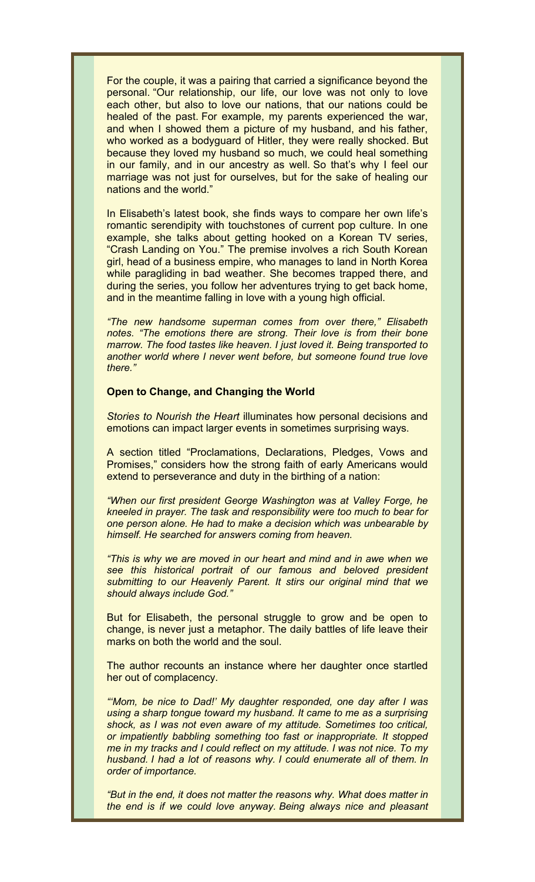For the couple, it was a pairing that carried a significance beyond the personal. "Our relationship, our life, our love was not only to love each other, but also to love our nations, that our nations could be healed of the past. For example, my parents experienced the war, and when I showed them a picture of my husband, and his father, who worked as a bodyguard of Hitler, they were really shocked. But because they loved my husband so much, we could heal something in our family, and in our ancestry as well. So that's why I feel our marriage was not just for ourselves, but for the sake of healing our nations and the world."

In Elisabeth's latest book, she finds ways to compare her own life's romantic serendipity with touchstones of current pop culture. In one example, she talks about getting hooked on a Korean TV series, "Crash Landing on You." The premise involves a rich South Korean girl, head of a business empire, who manages to land in North Korea while paragliding in bad weather. She becomes trapped there, and during the series, you follow her adventures trying to get back home, and in the meantime falling in love with a young high official.

*"The new handsome superman comes from over there," Elisabeth notes. "The emotions there are strong. Their love is from their bone marrow. The food tastes like heaven. I just loved it. Being transported to another world where I never went before, but someone found true love there."*

**Open to Change, and Changing the World**

*Stories to Nourish the Heart* illuminates how personal decisions and emotions can impact larger events in sometimes surprising ways.

A section titled "Proclamations, Declarations, Pledges, Vows and Promises," considers how the strong faith of early Americans would extend to perseverance and duty in the birthing of a nation:

*"When our first president George Washington was at Valley Forge, he kneeled in prayer. The task and responsibility were too much to bear for one person alone. He had to make a decision which was unbearable by himself. He searched for answers coming from heaven.*

*"This is why we are moved in our heart and mind and in awe when we see this historical portrait of our famous and beloved president submitting to our Heavenly Parent. It stirs our original mind that we should always include God."*

But for Elisabeth, the personal struggle to grow and be open to change, is never just a metaphor. The daily battles of life leave their marks on both the world and the soul.

The author recounts an instance where her daughter once startled her out of complacency.

*"'Mom, be nice to Dad!' My daughter responded, one day after I was using a sharp tongue toward my husband. It came to me as a surprising shock, as I was not even aware of my attitude. Sometimes too critical, or impatiently babbling something too fast or inappropriate. It stopped me in my tracks and I could reflect on my attitude. I was not nice. To my husband. I had a lot of reasons why. I could enumerate all of them. In order of importance.*

*"But in the end, it does not matter the reasons why. What does matter in the end is if we could love anyway. Being always nice and pleasant*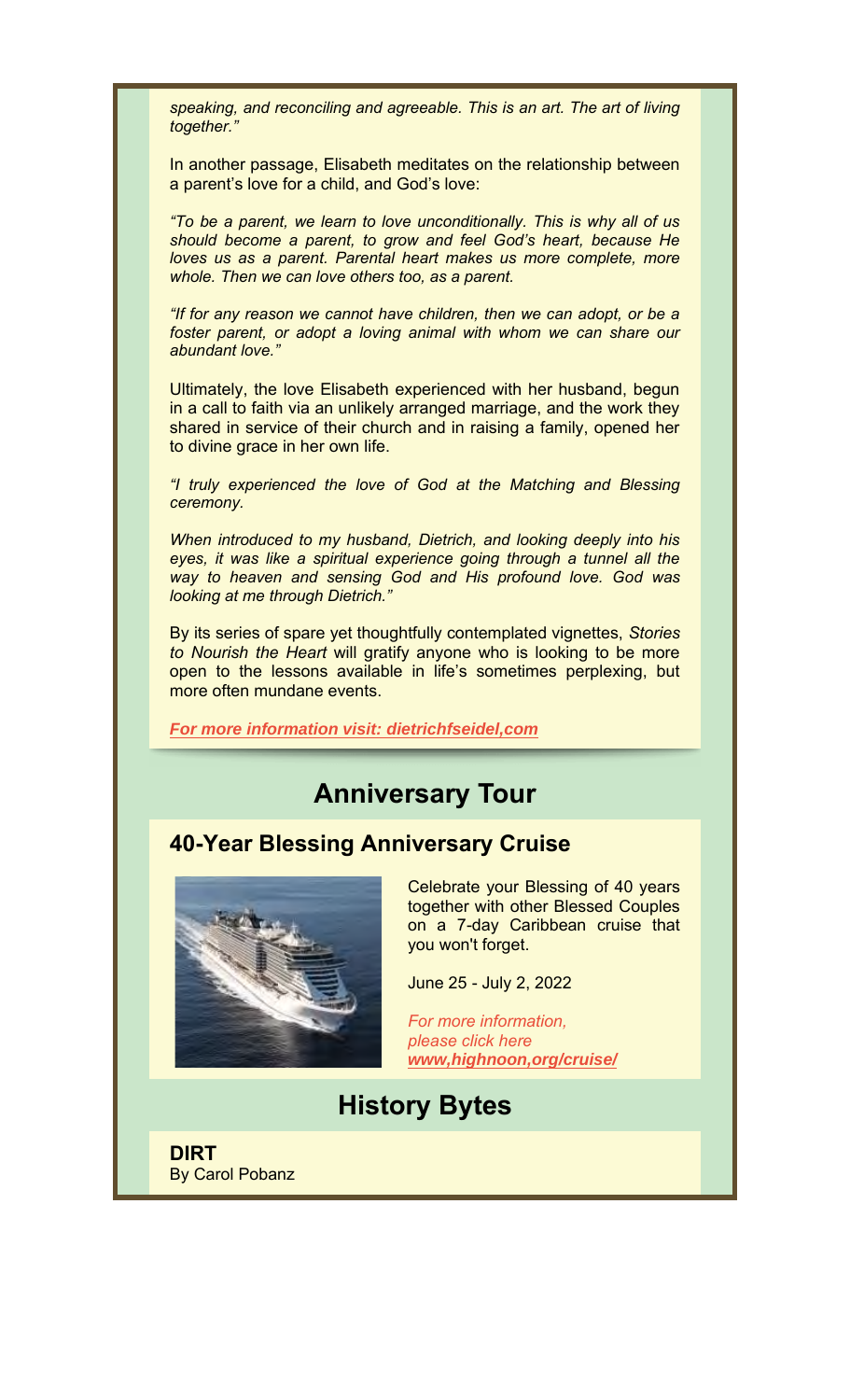*speaking, and reconciling and agreeable. This is an art. The art of living together."*

In another passage, Elisabeth meditates on the relationship between a parent's love for a child, and God's love:

*"To be a parent, we learn to love unconditionally. This is why all of us should become a parent, to grow and feel God's heart, because He loves us as a parent. Parental heart makes us more complete, more whole. Then we can love others too, as a parent.*

*"If for any reason we cannot have children, then we can adopt, or be a foster parent, or adopt a loving animal with whom we can share our abundant love."*

Ultimately, the love Elisabeth experienced with her husband, begun in a call to faith via an unlikely arranged marriage, and the work they shared in service of their church and in raising a family, opened her to divine grace in her own life.

*"I truly experienced the love of God at the Matching and Blessing ceremony.*

*When introduced to my husband, Dietrich, and looking deeply into his eyes, it was like a spiritual experience going through a tunnel all the way to heaven and sensing God and His profound love. God was looking at me through Dietrich."*

By its series of spare yet thoughtfully contemplated vignettes, *Stories to Nourish the Heart* will gratify anyone who is looking to be more open to the lessons available in life's sometimes perplexing, but more often mundane events.

***For more information visit: dietrichfseidel,com***

# Anniversary Tour

## 40-Year Blessing Anniversary Cruise

Celebrate your Blessing of 40 years together with other Blessed Couples on a 7-day Caribbean cruise that you won't forget.

June 25 - July 2, 2022

*For more information, please click here* ***www,highnoon,org/cruise/***

# History Bytes

**DIRT**
By Carol Pobanz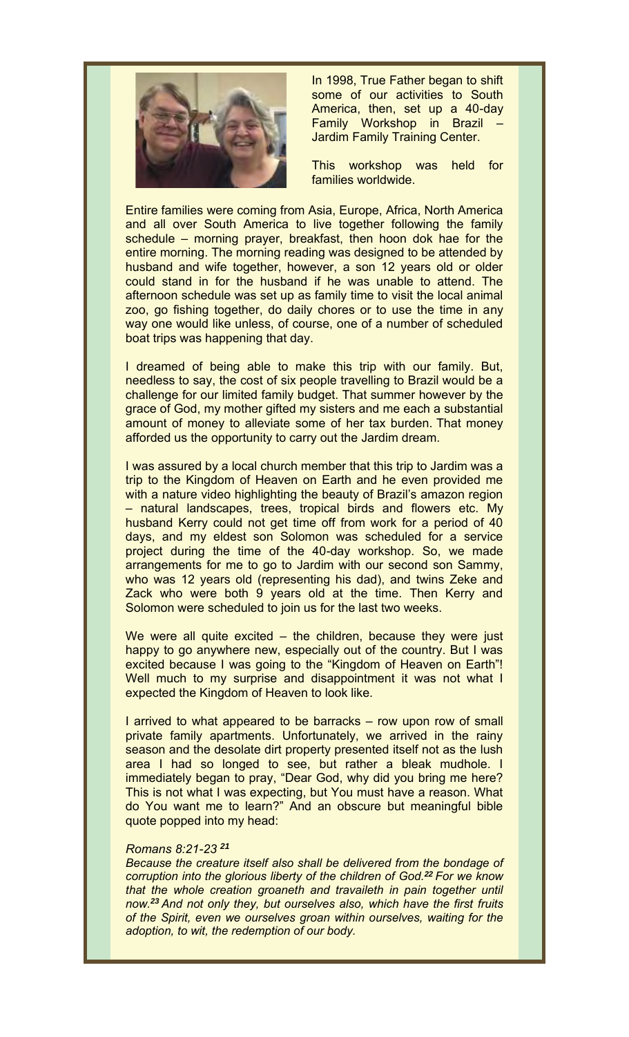In 1998, True Father began to shift some of our activities to South America, then, set up a 40-day Family Workshop in Brazil – Jardim Family Training Center.

This workshop was held for families worldwide.

Entire families were coming from Asia, Europe, Africa, North America and all over South America to live together following the family schedule – morning prayer, breakfast, then hoon dok hae for the entire morning. The morning reading was designed to be attended by husband and wife together, however, a son 12 years old or older could stand in for the husband if he was unable to attend. The afternoon schedule was set up as family time to visit the local animal zoo, go fishing together, do daily chores or to use the time in any way one would like unless, of course, one of a number of scheduled boat trips was happening that day.

I dreamed of being able to make this trip with our family. But, needless to say, the cost of six people travelling to Brazil would be a challenge for our limited family budget. That summer however by the grace of God, my mother gifted my sisters and me each a substantial amount of money to alleviate some of her tax burden. That money afforded us the opportunity to carry out the Jardim dream.

I was assured by a local church member that this trip to Jardim was a trip to the Kingdom of Heaven on Earth and he even provided me with a nature video highlighting the beauty of Brazil's amazon region – natural landscapes, trees, tropical birds and flowers etc. My husband Kerry could not get time off from work for a period of 40 days, and my eldest son Solomon was scheduled for a service project during the time of the 40-day workshop. So, we made arrangements for me to go to Jardim with our second son Sammy, who was 12 years old (representing his dad), and twins Zeke and Zack who were both 9 years old at the time. Then Kerry and Solomon were scheduled to join us for the last two weeks.

We were all quite excited – the children, because they were just happy to go anywhere new, especially out of the country. But I was excited because I was going to the "Kingdom of Heaven on Earth"! Well much to my surprise and disappointment it was not what I expected the Kingdom of Heaven to look like.

I arrived to what appeared to be barracks – row upon row of small private family apartments. Unfortunately, we arrived in the rainy season and the desolate dirt property presented itself not as the lush area I had so longed to see, but rather a bleak mudhole. I immediately began to pray, "Dear God, why did you bring me here? This is not what I was expecting, but You must have a reason. What do You want me to learn?" And an obscure but meaningful bible quote popped into my head:

*Romans 8:21-23 [21]*
*Because the creature itself also shall be delivered from the bondage of corruption into the glorious liberty of the children of God.[22] For we know that the whole creation groaneth and travaileth in pain together until now.[23] And not only they, but ourselves also, which have the first fruits of the Spirit, even we ourselves groan within ourselves, waiting for the adoption, to wit, the redemption of our body.*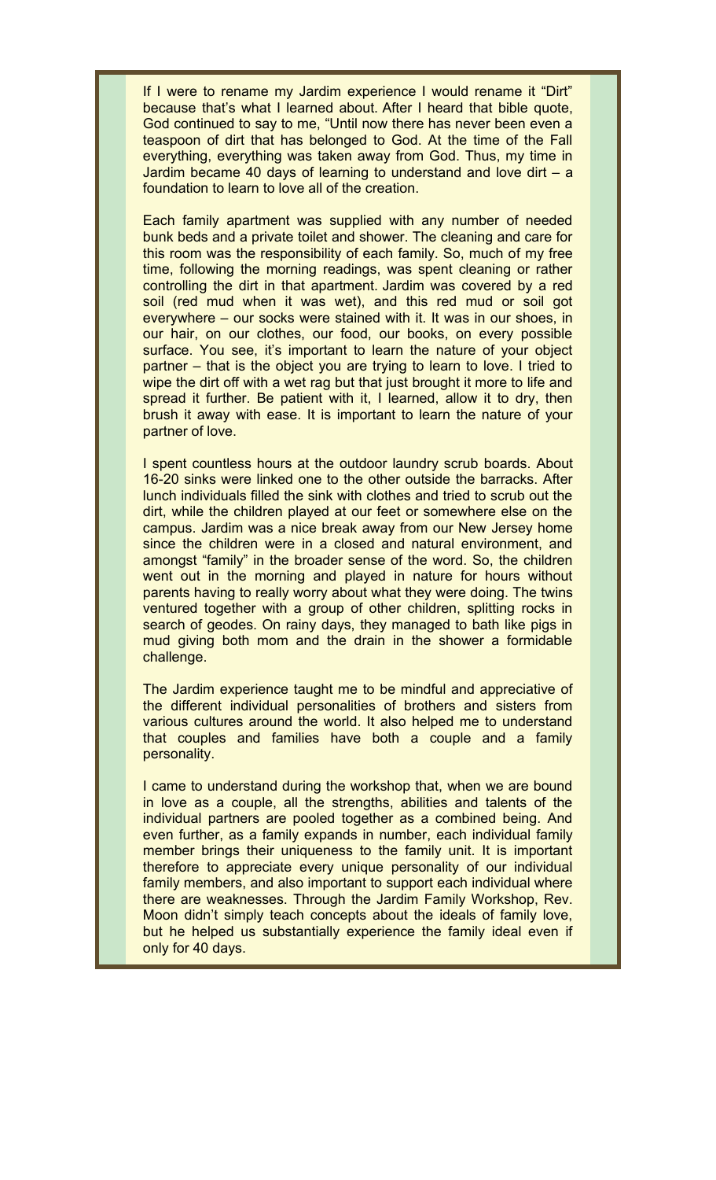If I were to rename my Jardim experience I would rename it "Dirt" because that's what I learned about. After I heard that bible quote, God continued to say to me, "Until now there has never been even a teaspoon of dirt that has belonged to God. At the time of the Fall everything, everything was taken away from God. Thus, my time in Jardim became 40 days of learning to understand and love dirt – a foundation to learn to love all of the creation.

Each family apartment was supplied with any number of needed bunk beds and a private toilet and shower. The cleaning and care for this room was the responsibility of each family. So, much of my free time, following the morning readings, was spent cleaning or rather controlling the dirt in that apartment. Jardim was covered by a red soil (red mud when it was wet), and this red mud or soil got everywhere – our socks were stained with it. It was in our shoes, in our hair, on our clothes, our food, our books, on every possible surface. You see, it's important to learn the nature of your object partner – that is the object you are trying to learn to love. I tried to wipe the dirt off with a wet rag but that just brought it more to life and spread it further. Be patient with it, I learned, allow it to dry, then brush it away with ease. It is important to learn the nature of your partner of love.

I spent countless hours at the outdoor laundry scrub boards. About 16-20 sinks were linked one to the other outside the barracks. After lunch individuals filled the sink with clothes and tried to scrub out the dirt, while the children played at our feet or somewhere else on the campus. Jardim was a nice break away from our New Jersey home since the children were in a closed and natural environment, and amongst "family" in the broader sense of the word. So, the children went out in the morning and played in nature for hours without parents having to really worry about what they were doing. The twins ventured together with a group of other children, splitting rocks in search of geodes. On rainy days, they managed to bath like pigs in mud giving both mom and the drain in the shower a formidable challenge.

The Jardim experience taught me to be mindful and appreciative of the different individual personalities of brothers and sisters from various cultures around the world. It also helped me to understand that couples and families have both a couple and a family personality.

I came to understand during the workshop that, when we are bound in love as a couple, all the strengths, abilities and talents of the individual partners are pooled together as a combined being. And even further, as a family expands in number, each individual family member brings their uniqueness to the family unit. It is important therefore to appreciate every unique personality of our individual family members, and also important to support each individual where there are weaknesses. Through the Jardim Family Workshop, Rev. Moon didn't simply teach concepts about the ideals of family love, but he helped us substantially experience the family ideal even if only for 40 days.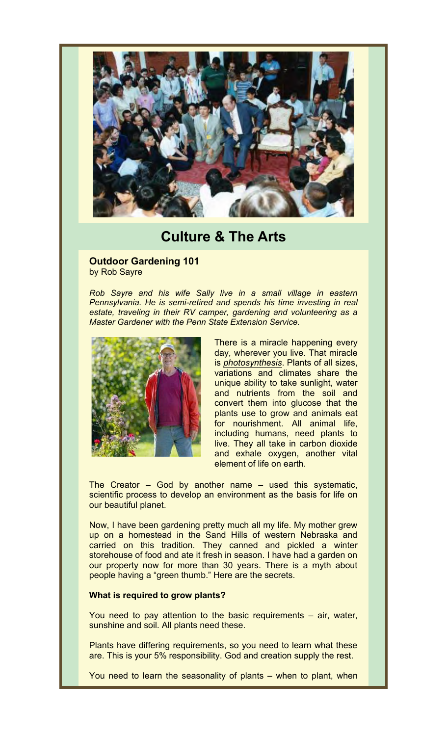## Culture & The Arts

**Outdoor Gardening 101**
by Rob Sayre

*Rob Sayre and his wife Sally live in a small village in eastern Pennsylvania. He is semi-retired and spends his time investing in real estate, traveling in their RV camper, gardening and volunteering as a Master Gardener with the Penn State Extension Service.*

There is a miracle happening every day, wherever you live. That miracle is *photosynthesis*. Plants of all sizes, variations and climates share the unique ability to take sunlight, water and nutrients from the soil and convert them into glucose that the plants use to grow and animals eat for nourishment. All animal life, including humans, need plants to live. They all take in carbon dioxide and exhale oxygen, another vital element of life on earth.

The Creator – God by another name – used this systematic, scientific process to develop an environment as the basis for life on our beautiful planet.

Now, I have been gardening pretty much all my life. My mother grew up on a homestead in the Sand Hills of western Nebraska and carried on this tradition. They canned and pickled a winter storehouse of food and ate it fresh in season. I have had a garden on our property now for more than 30 years. There is a myth about people having a "green thumb." Here are the secrets.

**What is required to grow plants?**

You need to pay attention to the basic requirements – air, water, sunshine and soil. All plants need these.

Plants have differing requirements, so you need to learn what these are. This is your 5% responsibility. God and creation supply the rest.

You need to learn the seasonality of plants – when to plant, when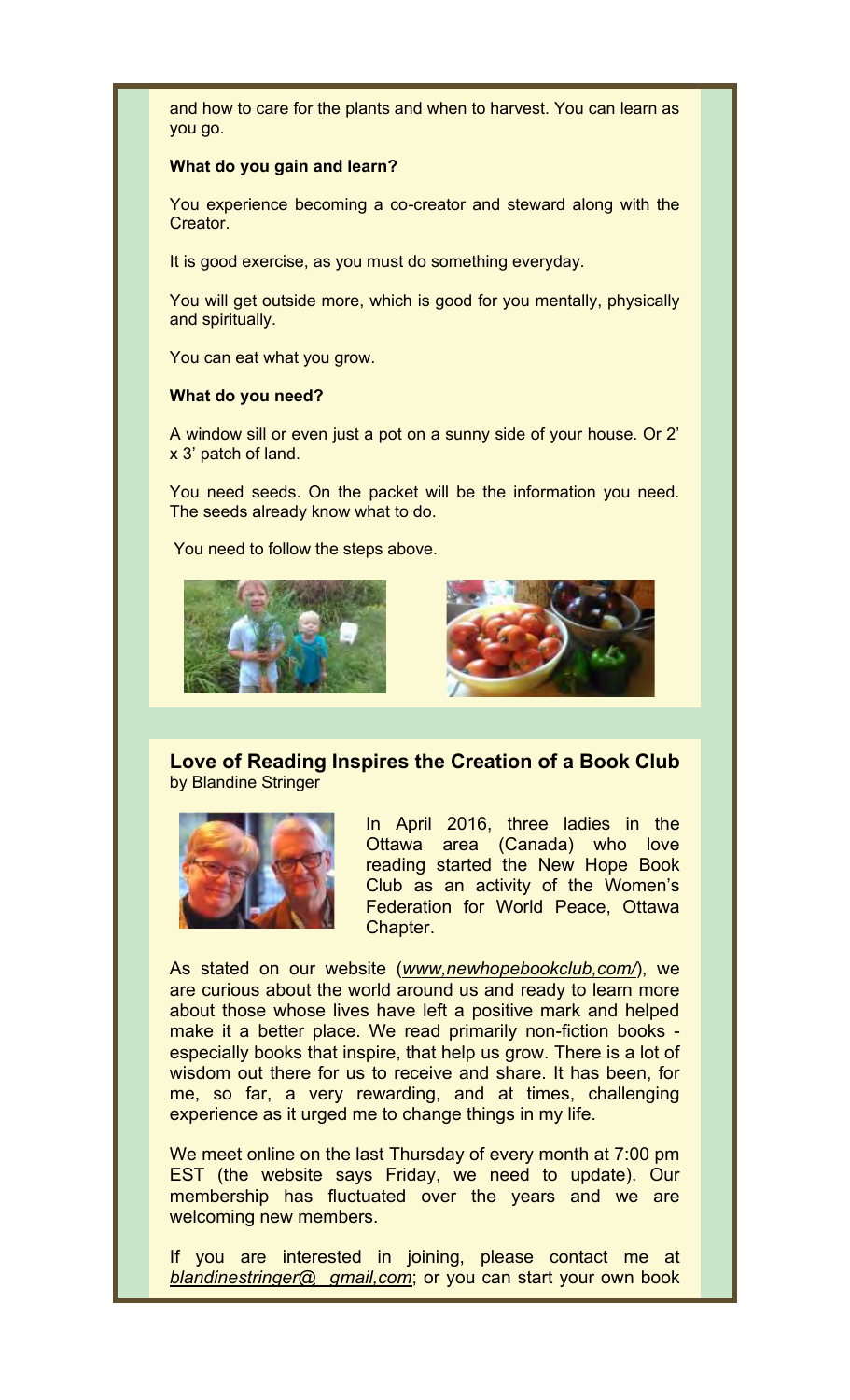and how to care for the plants and when to harvest. You can learn as you go.

**What do you gain and learn?**

You experience becoming a co-creator and steward along with the Creator.

It is good exercise, as you must do something everyday.

You will get outside more, which is good for you mentally, physically and spiritually.

You can eat what you grow.

**What do you need?**

A window sill or even just a pot on a sunny side of your house. Or 2' x 3' patch of land.

You need seeds. On the packet will be the information you need. The seeds already know what to do.

You need to follow the steps above.

## Love of Reading Inspires the Creation of a Book Club

by Blandine Stringer

In April 2016, three ladies in the Ottawa area (Canada) who love reading started the New Hope Book Club as an activity of the Women's Federation for World Peace, Ottawa Chapter.

As stated on our website (*www,newhopebookclub,com/*), we are curious about the world around us and ready to learn more about those whose lives have left a positive mark and helped make it a better place. We read primarily non-fiction books - especially books that inspire, that help us grow. There is a lot of wisdom out there for us to receive and share. It has been, for me, so far, a very rewarding, and at times, challenging experience as it urged me to change things in my life.

We meet online on the last Thursday of every month at 7:00 pm EST (the website says Friday, we need to update). Our membership has fluctuated over the years and we are welcoming new members.

If you are interested in joining, please contact me at *blandinestringer@ gmail,com*; or you can start your own book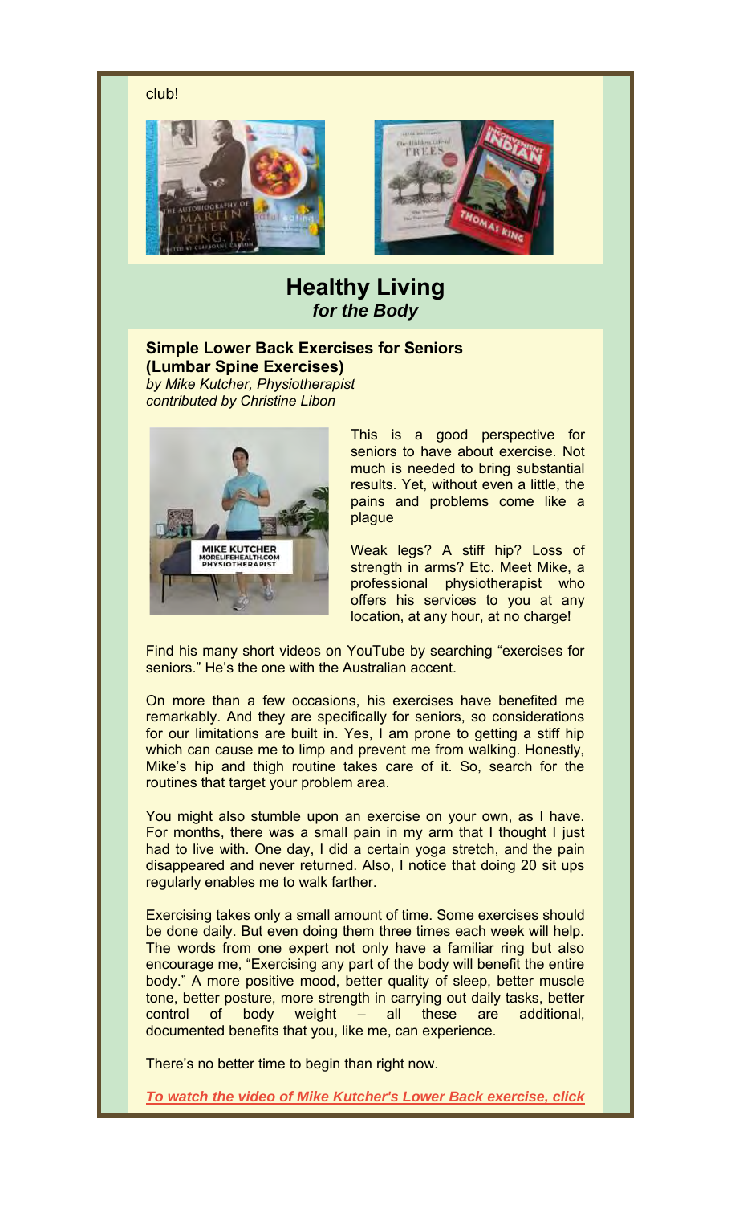club!

## Healthy Living
### *for the Body*

**Simple Lower Back Exercises for Seniors (Lumbar Spine Exercises)**
*by Mike Kutcher, Physiotherapist*
*contributed by Christine Libon*

This is a good perspective for seniors to have about exercise. Not much is needed to bring substantial results. Yet, without even a little, the pains and problems come like a plague

Weak legs? A stiff hip? Loss of strength in arms? Etc. Meet Mike, a professional physiotherapist who offers his services to you at any location, at any hour, at no charge!

Find his many short videos on YouTube by searching "exercises for seniors." He's the one with the Australian accent.

On more than a few occasions, his exercises have benefited me remarkably. And they are specifically for seniors, so considerations for our limitations are built in. Yes, I am prone to getting a stiff hip which can cause me to limp and prevent me from walking. Honestly, Mike's hip and thigh routine takes care of it. So, search for the routines that target your problem area.

You might also stumble upon an exercise on your own, as I have. For months, there was a small pain in my arm that I thought I just had to live with. One day, I did a certain yoga stretch, and the pain disappeared and never returned. Also, I notice that doing 20 sit ups regularly enables me to walk farther.

Exercising takes only a small amount of time. Some exercises should be done daily. But even doing them three times each week will help. The words from one expert not only have a familiar ring but also encourage me, "Exercising any part of the body will benefit the entire body." A more positive mood, better quality of sleep, better muscle tone, better posture, more strength in carrying out daily tasks, better control of body weight – all these are additional, documented benefits that you, like me, can experience.

There's no better time to begin than right now.

***To watch the video of Mike Kutcher's Lower Back exercise, click***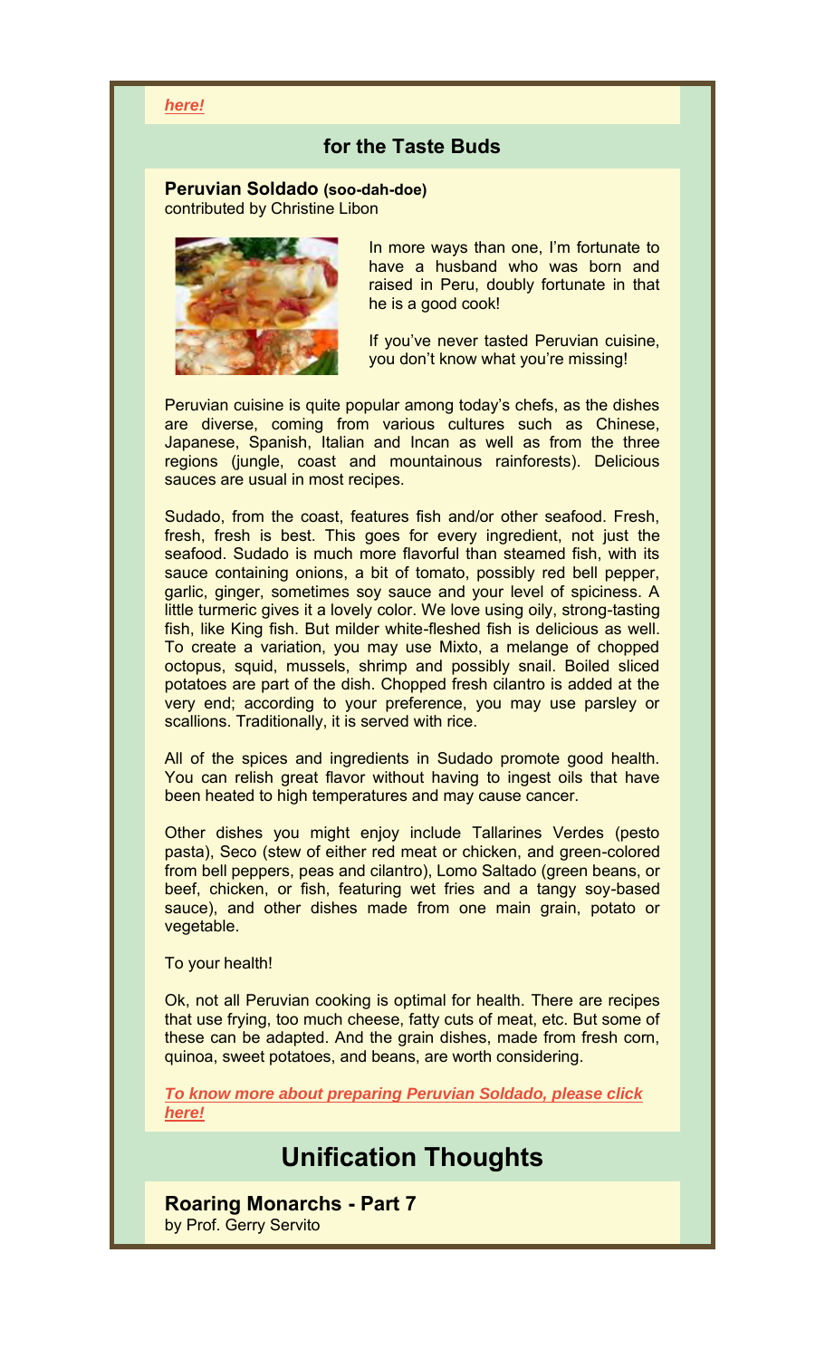*here!*

## for the Taste Buds

**Peruvian Soldado (soo-dah-doe)**
contributed by Christine Libon

In more ways than one, I'm fortunate to have a husband who was born and raised in Peru, doubly fortunate in that he is a good cook!

If you've never tasted Peruvian cuisine, you don't know what you're missing!

Peruvian cuisine is quite popular among today's chefs, as the dishes are diverse, coming from various cultures such as Chinese, Japanese, Spanish, Italian and Incan as well as from the three regions (jungle, coast and mountainous rainforests). Delicious sauces are usual in most recipes.

Sudado, from the coast, features fish and/or other seafood. Fresh, fresh, fresh is best. This goes for every ingredient, not just the seafood. Sudado is much more flavorful than steamed fish, with its sauce containing onions, a bit of tomato, possibly red bell pepper, garlic, ginger, sometimes soy sauce and your level of spiciness. A little turmeric gives it a lovely color. We love using oily, strong-tasting fish, like King fish. But milder white-fleshed fish is delicious as well. To create a variation, you may use Mixto, a melange of chopped octopus, squid, mussels, shrimp and possibly snail. Boiled sliced potatoes are part of the dish. Chopped fresh cilantro is added at the very end; according to your preference, you may use parsley or scallions. Traditionally, it is served with rice.

All of the spices and ingredients in Sudado promote good health. You can relish great flavor without having to ingest oils that have been heated to high temperatures and may cause cancer.

Other dishes you might enjoy include Tallarines Verdes (pesto pasta), Seco (stew of either red meat or chicken, and green-colored from bell peppers, peas and cilantro), Lomo Saltado (green beans, or beef, chicken, or fish, featuring wet fries and a tangy soy-based sauce), and other dishes made from one main grain, potato or vegetable.

To your health!

Ok, not all Peruvian cooking is optimal for health. There are recipes that use frying, too much cheese, fatty cuts of meat, etc. But some of these can be adapted. And the grain dishes, made from fresh corn, quinoa, sweet potatoes, and beans, are worth considering.

***To know more about preparing Peruvian Soldado, please click here!***

# Unification Thoughts

**Roaring Monarchs - Part 7**
by Prof. Gerry Servito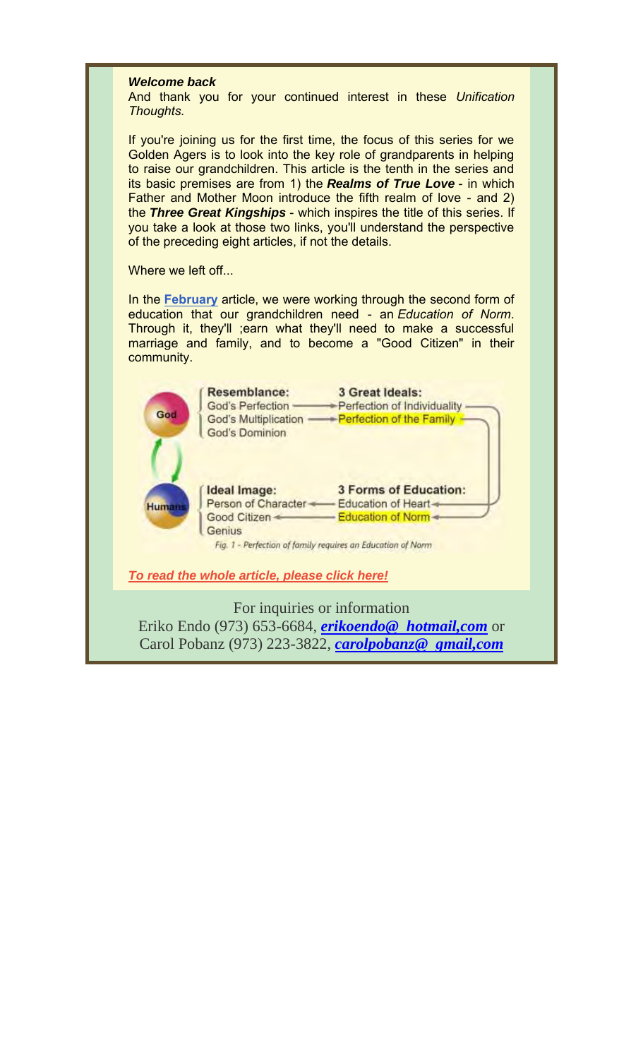***Welcome back***

And thank you for your continued interest in these *Unification Thoughts.*

If you're joining us for the first time, the focus of this series for we Golden Agers is to look into the key role of grandparents in helping to raise our grandchildren. This article is the tenth in the series and its basic premises are from 1) the ***Realms of True Love*** - in which Father and Mother Moon introduce the fifth realm of love - and 2) the ***Three Great Kingships*** - which inspires the title of this series. If you take a look at those two links, you'll understand the perspective of the preceding eight articles, if not the details.

Where we left off...

In the **February** article, we were working through the second form of education that our grandchildren need - an *Education of Norm*. Through it, they'll ;earn what they'll need to make a successful marriage and family, and to become a "Good Citizen" in their community.

God

Humans

**Resemblance:**
God's Perfection
God's Multiplication
God's Dominion

**3 Great Ideals:**
Perfection of Individuality
Perfection of the Family

**Ideal Image:**
Person of Character
Good Citizen
Genius

**3 Forms of Education:**
Education of Heart
Education of Norm

*Fig. 1 - Perfection of family requires an Education of Norm*

***To read the whole article, please click here!***

For inquiries or information
Eriko Endo (973) 653-6684, ***erikoendo@ hotmail,com*** or
Carol Pobanz (973) 223-3822, ***carolpobanz@ gmail,com***